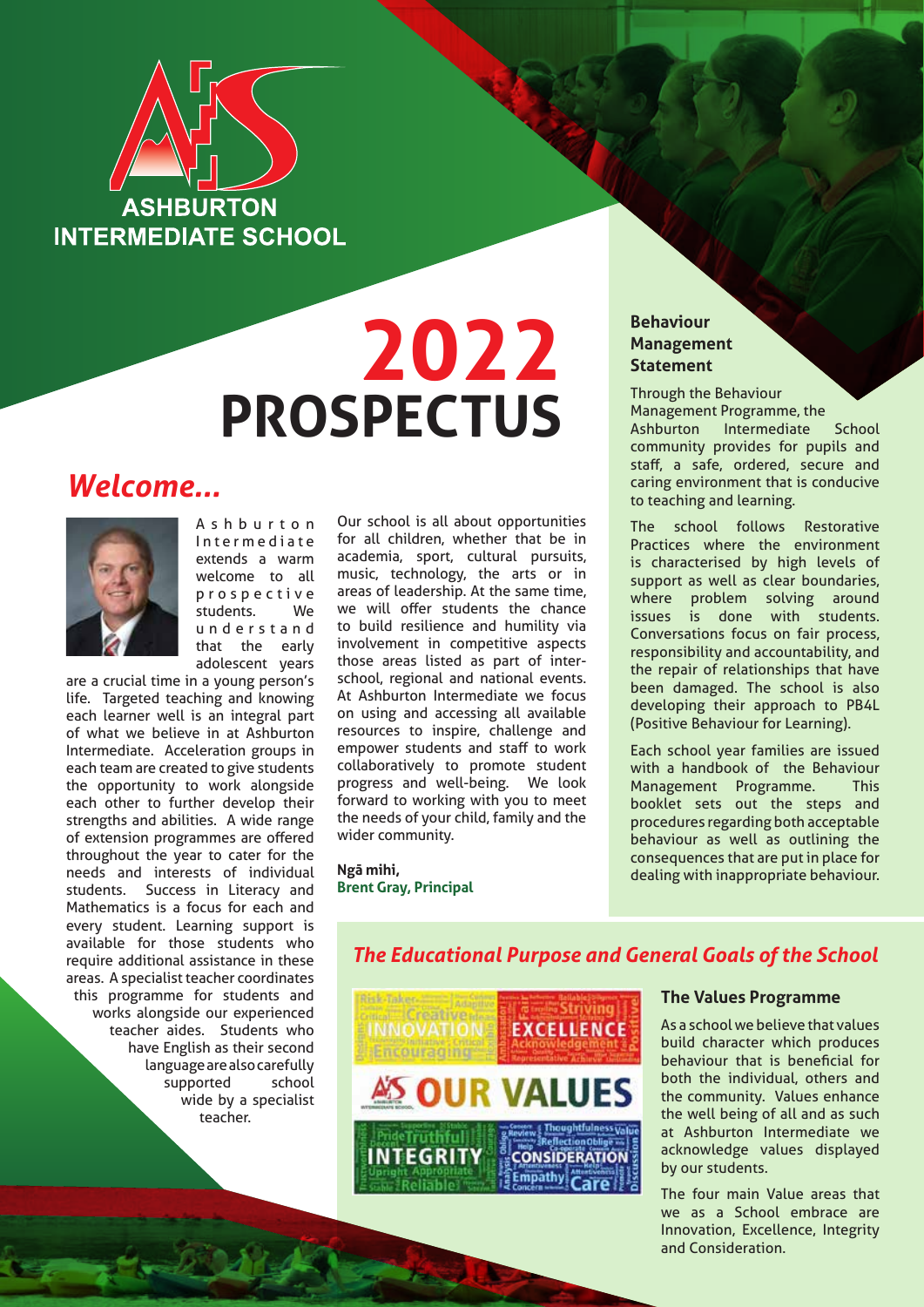ASHBURTON INTERMEDIATE SCHOOL

# 2022 PROSPECTUS

## *Welcome...*

Ashburton Intermediate extends a warm welcome to all prospective students. We understand that the early adolescent years are a crucial time in a young person's life. Targeted teaching and knowing each learner well is an integral part of what we believe in at Ashburton Intermediate. Acceleration groups in each team are created to give students the opportunity to work alongside each other to further develop their strengths and abilities. A wide range of extension programmes are offered throughout the year to cater for the needs and interests of individual students. Success in Literacy and Mathematics is a focus for each and every student. Learning support is available for those students who require additional assistance in these areas. A specialist teacher coordinates this programme for students and works alongside our experienced teacher aides. Students who have English as their second language are also carefully supported school wide by a specialist teacher.

Our school is all about opportunities for all children, whether that be in academia, sport, cultural pursuits, music, technology, the arts or in areas of leadership. At the same time, we will offer students the chance to build resilience and humility via involvement in competitive aspects those areas listed as part of inter-school, regional and national events. At Ashburton Intermediate we focus on using and accessing all available resources to inspire, challenge and empower students and staff to work collaboratively to promote student progress and well-being. We look forward to working with you to meet the needs of your child, family and the wider community.

**Ngā mihi,**
**Brent Gray, Principal**

### Behaviour Management Statement

Through the Behaviour Management Programme, the Ashburton Intermediate School community provides for pupils and staff, a safe, ordered, secure and caring environment that is conducive to teaching and learning.

The school follows Restorative Practices where the environment is characterised by high levels of support as well as clear boundaries, where problem solving around issues is done with students. Conversations focus on fair process, responsibility and accountability, and the repair of relationships that have been damaged. The school is also developing their approach to PB4L (Positive Behaviour for Learning).

Each school year families are issued with a handbook of the Behaviour Management Programme. This booklet sets out the steps and procedures regarding both acceptable behaviour as well as outlining the consequences that are put in place for dealing with inappropriate behaviour.

## *The Educational Purpose and General Goals of the School*

### The Values Programme

As a school we believe that values build character which produces behaviour that is beneficial for both the individual, others and the community. Values enhance the well being of all and as such at Ashburton Intermediate we acknowledge values displayed by our students.

The four main Value areas that we as a School embrace are Innovation, Excellence, Integrity and Consideration.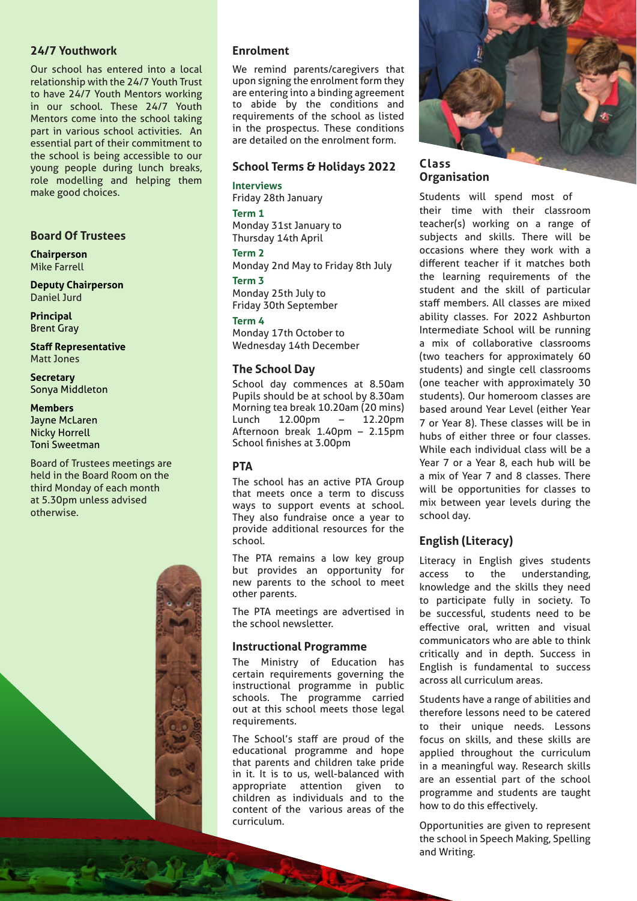## 24/7 Youthwork

Our school has entered into a local relationship with the 24/7 Youth Trust to have 24/7 Youth Mentors working in our school. These 24/7 Youth Mentors come into the school taking part in various school activities. An essential part of their commitment to the school is being accessible to our young people during lunch breaks, role modelling and helping them make good choices.

## Board Of Trustees

**Chairperson**
Mike Farrell

**Deputy Chairperson**
Daniel Jurd

**Principal**
Brent Gray

**Staff Representative**
Matt Jones

**Secretary**
Sonya Middleton

**Members**
Jayne McLaren
Nicky Horrell
Toni Sweetman

Board of Trustees meetings are held in the Board Room on the third Monday of each month at 5.30pm unless advised otherwise.

## Enrolment

We remind parents/caregivers that upon signing the enrolment form they are entering into a binding agreement to abide by the conditions and requirements of the school as listed in the prospectus. These conditions are detailed on the enrolment form.

## School Terms & Holidays 2022

**Interviews**
Friday 28th January

**Term 1**
Monday 31st January to Thursday 14th April

**Term 2**
Monday 2nd May to Friday 8th July

**Term 3**
Monday 25th July to Friday 30th September

**Term 4**
Monday 17th October to Wednesday 14th December

## The School Day

School day commences at 8.50am
Pupils should be at school by 8.30am
Morning tea break 10.20am (20 mins)
Lunch 12.00pm – 12.20pm
Afternoon break 1.40pm – 2.15pm
School finishes at 3.00pm

## PTA

The school has an active PTA Group that meets once a term to discuss ways to support events at school. They also fundraise once a year to provide additional resources for the school.

The PTA remains a low key group but provides an opportunity for new parents to the school to meet other parents.

The PTA meetings are advertised in the school newsletter.

## Instructional Programme

The Ministry of Education has certain requirements governing the instructional programme in public schools. The programme carried out at this school meets those legal requirements.

The School's staff are proud of the educational programme and hope that parents and children take pride in it. It is to us, well-balanced with appropriate attention given to children as individuals and to the content of the various areas of the curriculum.

## Class Organisation

Students will spend most of their time with their classroom teacher(s) working on a range of subjects and skills. There will be occasions where they work with a different teacher if it matches both the learning requirements of the student and the skill of particular staff members. All classes are mixed ability classes. For 2022 Ashburton Intermediate School will be running a mix of collaborative classrooms (two teachers for approximately 60 students) and single cell classrooms (one teacher with approximately 30 students). Our homeroom classes are based around Year Level (either Year 7 or Year 8). These classes will be in hubs of either three or four classes. While each individual class will be a Year 7 or a Year 8, each hub will be a mix of Year 7 and 8 classes. There will be opportunities for classes to mix between year levels during the school day.

## English (Literacy)

Literacy in English gives students access to the understanding, knowledge and the skills they need to participate fully in society. To be successful, students need to be effective oral, written and visual communicators who are able to think critically and in depth. Success in English is fundamental to success across all curriculum areas.

Students have a range of abilities and therefore lessons need to be catered to their unique needs. Lessons focus on skills, and these skills are applied throughout the curriculum in a meaningful way. Research skills are an essential part of the school programme and students are taught how to do this effectively.

Opportunities are given to represent the school in Speech Making, Spelling and Writing.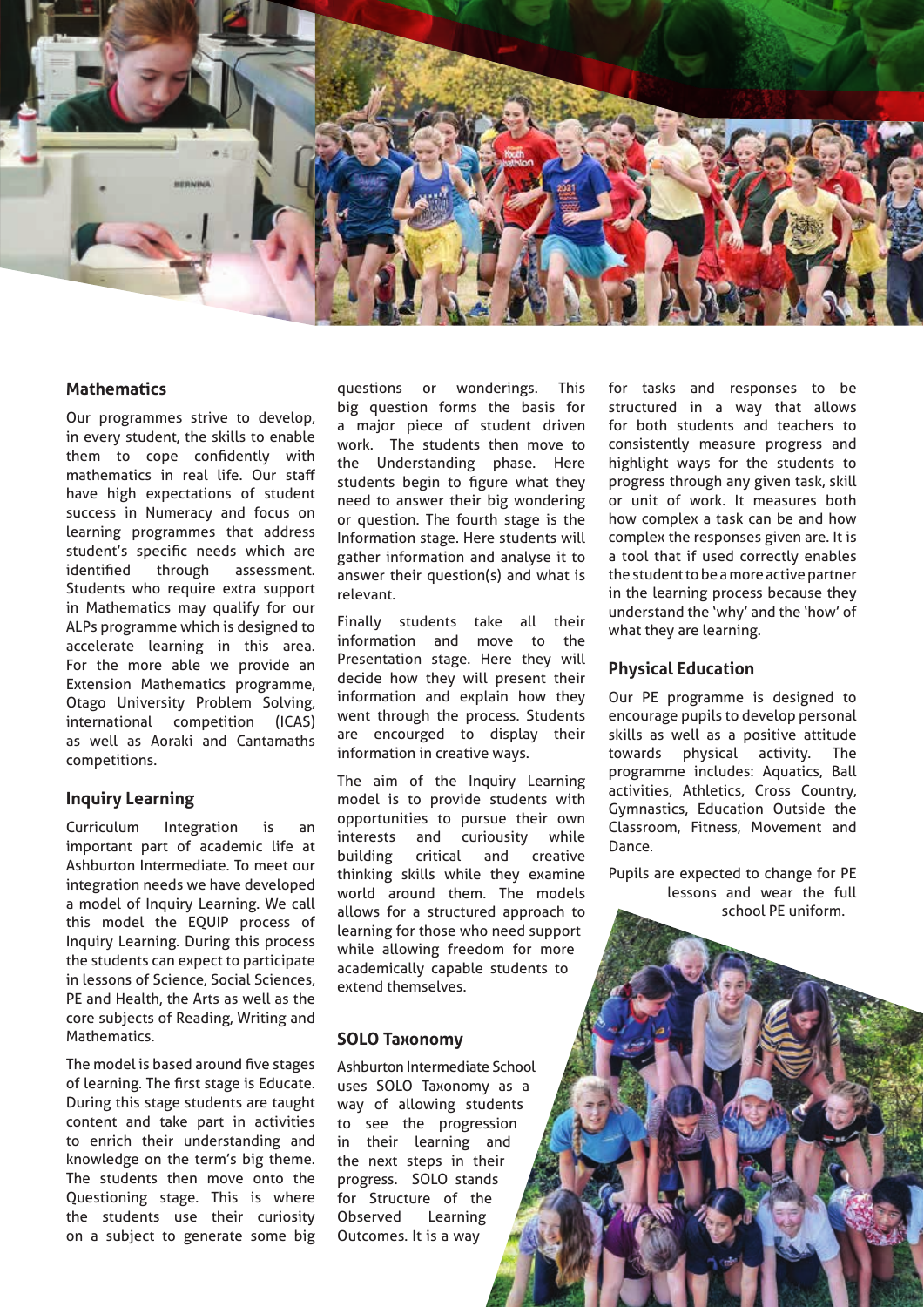## Mathematics

Our programmes strive to develop, in every student, the skills to enable them to cope confidently with mathematics in real life. Our staff have high expectations of student success in Numeracy and focus on learning programmes that address student's specific needs which are identified through assessment. Students who require extra support in Mathematics may qualify for our ALPs programme which is designed to accelerate learning in this area. For the more able we provide an Extension Mathematics programme, Otago University Problem Solving, international competition (ICAS) as well as Aoraki and Cantamaths competitions.

## Inquiry Learning

Curriculum Integration is an important part of academic life at Ashburton Intermediate. To meet our integration needs we have developed a model of Inquiry Learning. We call this model the EQUIP process of Inquiry Learning. During this process the students can expect to participate in lessons of Science, Social Sciences, PE and Health, the Arts as well as the core subjects of Reading, Writing and Mathematics.

The model is based around five stages of learning. The first stage is Educate. During this stage students are taught content and take part in activities to enrich their understanding and knowledge on the term's big theme. The students then move onto the Questioning stage. This is where the students use their curiosity on a subject to generate some big questions or wonderings. This big question forms the basis for a major piece of student driven work. The students then move to the Understanding phase. Here students begin to figure what they need to answer their big wondering or question. The fourth stage is the Information stage. Here students will gather information and analyse it to answer their question(s) and what is relevant.

Finally students take all their information and move to the Presentation stage. Here they will decide how they will present their information and explain how they went through the process. Students are encouraged to display their information in creative ways.

The aim of the Inquiry Learning model is to provide students with opportunities to pursue their own interests and curiosity while building critical and creative thinking skills while they examine world around them. The models allows for a structured approach to learning for those who need support while allowing freedom for more academically capable students to extend themselves.

## SOLO Taxonomy

Ashburton Intermediate School uses SOLO Taxonomy as a way of allowing students to see the progression in their learning and the next steps in their progress. SOLO stands for Structure of the Observed Learning Outcomes. It is a way for tasks and responses to be structured in a way that allows for both students and teachers to consistently measure progress and highlight ways for the students to progress through any given task, skill or unit of work. It measures both how complex a task can be and how complex the responses given are. It is a tool that if used correctly enables the student to be a more active partner in the learning process because they understand the 'why' and the 'how' of what they are learning.

## Physical Education

Our PE programme is designed to encourage pupils to develop personal skills as well as a positive attitude towards physical activity. The programme includes: Aquatics, Ball activities, Athletics, Cross Country, Gymnastics, Education Outside the Classroom, Fitness, Movement and Dance.

Pupils are expected to change for PE lessons and wear the full school PE uniform.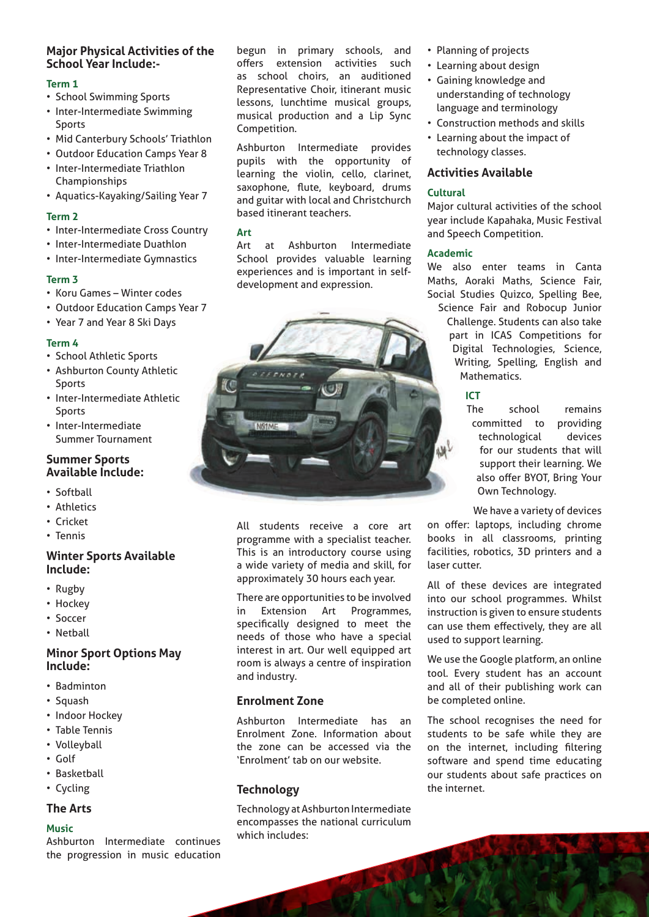## Major Physical Activities of the School Year Include:-

### Term 1

- School Swimming Sports
- Inter-Intermediate Swimming Sports
- Mid Canterbury Schools' Triathlon
- Outdoor Education Camps Year 8
- Inter-Intermediate Triathlon Championships
- Aquatics-Kayaking/Sailing Year 7

### Term 2

- Inter-Intermediate Cross Country
- Inter-Intermediate Duathlon
- Inter-Intermediate Gymnastics

### Term 3

- Koru Games – Winter codes
- Outdoor Education Camps Year 7
- Year 7 and Year 8 Ski Days

### Term 4

- School Athletic Sports
- Ashburton County Athletic Sports
- Inter-Intermediate Athletic Sports
- Inter-Intermediate Summer Tournament

## Summer Sports Available Include:

- Softball
- Athletics
- Cricket
- Tennis

## Winter Sports Available Include:

- Rugby
- Hockey
- Soccer
- Netball

## Minor Sport Options May Include:

- Badminton
- Squash
- Indoor Hockey
- Table Tennis
- Volleyball
- Golf
- Basketball
- Cycling

## The Arts

### Music

Ashburton Intermediate continues the progression in music education begun in primary schools, and offers extension activities such as school choirs, an auditioned Representative Choir, itinerant music lessons, lunchtime musical groups, musical production and a Lip Sync Competition.

Ashburton Intermediate provides pupils with the opportunity of learning the violin, cello, clarinet, saxophone, flute, keyboard, drums and guitar with local and Christchurch based itinerant teachers.

### Art

Art at Ashburton Intermediate School provides valuable learning experiences and is important in self-development and expression.

All students receive a core art programme with a specialist teacher. This is an introductory course using a wide variety of media and skill, for approximately 30 hours each year.

There are opportunities to be involved in Extension Art Programmes, specifically designed to meet the needs of those who have a special interest in art. Our well equipped art room is always a centre of inspiration and industry.

## Enrolment Zone

Ashburton Intermediate has an Enrolment Zone. Information about the zone can be accessed via the 'Enrolment' tab on our website.

## Technology

Technology at Ashburton Intermediate encompasses the national curriculum which includes:

- Planning of projects
- Learning about design
- Gaining knowledge and understanding of technology language and terminology
- Construction methods and skills
- Learning about the impact of technology classes.

## Activities Available

### Cultural

Major cultural activities of the school year include Kapahaka, Music Festival and Speech Competition.

### Academic

We also enter teams in Canta Maths, Aoraki Maths, Science Fair, Social Studies Quizco, Spelling Bee, Science Fair and Robocup Junior Challenge. Students can also take part in ICAS Competitions for Digital Technologies, Science, Writing, Spelling, English and Mathematics.

### ICT

The school remains committed to providing technological devices for our students that will support their learning. We also offer BYOT, Bring Your Own Technology.

We have a variety of devices on offer: laptops, including chrome books in all classrooms, printing facilities, robotics, 3D printers and a laser cutter.

All of these devices are integrated into our school programmes. Whilst instruction is given to ensure students can use them effectively, they are all used to support learning.

We use the Google platform, an online tool. Every student has an account and all of their publishing work can be completed online.

The school recognises the need for students to be safe while they are on the internet, including filtering software and spend time educating our students about safe practices on the internet.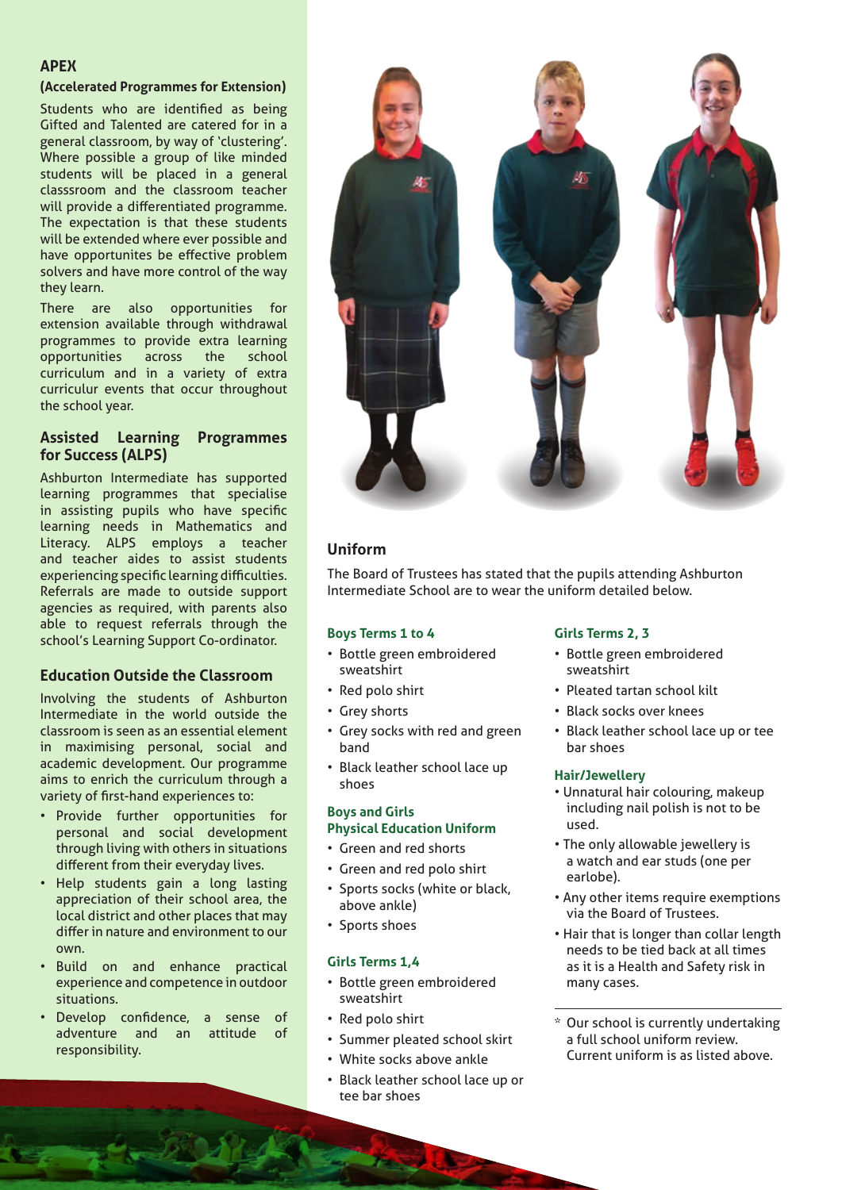## APEX

### (Accelerated Programmes for Extension)

Students who are identified as being Gifted and Talented are catered for in a general classroom, by way of 'clustering'. Where possible a group of like minded students will be placed in a general classsroom and the classroom teacher will provide a differentiated programme. The expectation is that these students will be extended where ever possible and have opportunites be effective problem solvers and have more control of the way they learn.

There are also opportunities for extension available through withdrawal programmes to provide extra learning opportunities across the school curriculum and in a variety of extra curriculur events that occur throughout the school year.

## Assisted Learning Programmes for Success (ALPS)

Ashburton Intermediate has supported learning programmes that specialise in assisting pupils who have specific learning needs in Mathematics and Literacy. ALPS employs a teacher and teacher aides to assist students experiencing specific learning difficulties. Referrals are made to outside support agencies as required, with parents also able to request referrals through the school's Learning Support Co-ordinator.

## Education Outside the Classroom

Involving the students of Ashburton Intermediate in the world outside the classroom is seen as an essential element in maximising personal, social and academic development. Our programme aims to enrich the curriculum through a variety of first-hand experiences to:

- Provide further opportunities for personal and social development through living with others in situations different from their everyday lives.
- Help students gain a long lasting appreciation of their school area, the local district and other places that may differ in nature and environment to our own.
- Build on and enhance practical experience and competence in outdoor situations.
- Develop confidence, a sense of adventure and an attitude of responsibility.

## Uniform

The Board of Trustees has stated that the pupils attending Ashburton Intermediate School are to wear the uniform detailed below.

### Boys Terms 1 to 4

- Bottle green embroidered sweatshirt
- Red polo shirt
- Grey shorts
- Grey socks with red and green band
- Black leather school lace up shoes

### Boys and Girls Physical Education Uniform

- Green and red shorts
- Green and red polo shirt
- Sports socks (white or black, above ankle)
- Sports shoes

### Girls Terms 1,4

- Bottle green embroidered sweatshirt
- Red polo shirt
- Summer pleated school skirt
- White socks above ankle
- Black leather school lace up or tee bar shoes

### Girls Terms 2, 3

- Bottle green embroidered sweatshirt
- Pleated tartan school kilt
- Black socks over knees
- Black leather school lace up or tee bar shoes

### Hair/Jewellery

- Unnatural hair colouring, makeup including nail polish is not to be used.
- The only allowable jewellery is a watch and ear studs (one per earlobe).
- Any other items require exemptions via the Board of Trustees.
- Hair that is longer than collar length needs to be tied back at all times as it is a Health and Safety risk in many cases.

---

* Our school is currently undertaking a full school uniform review. Current uniform is as listed above.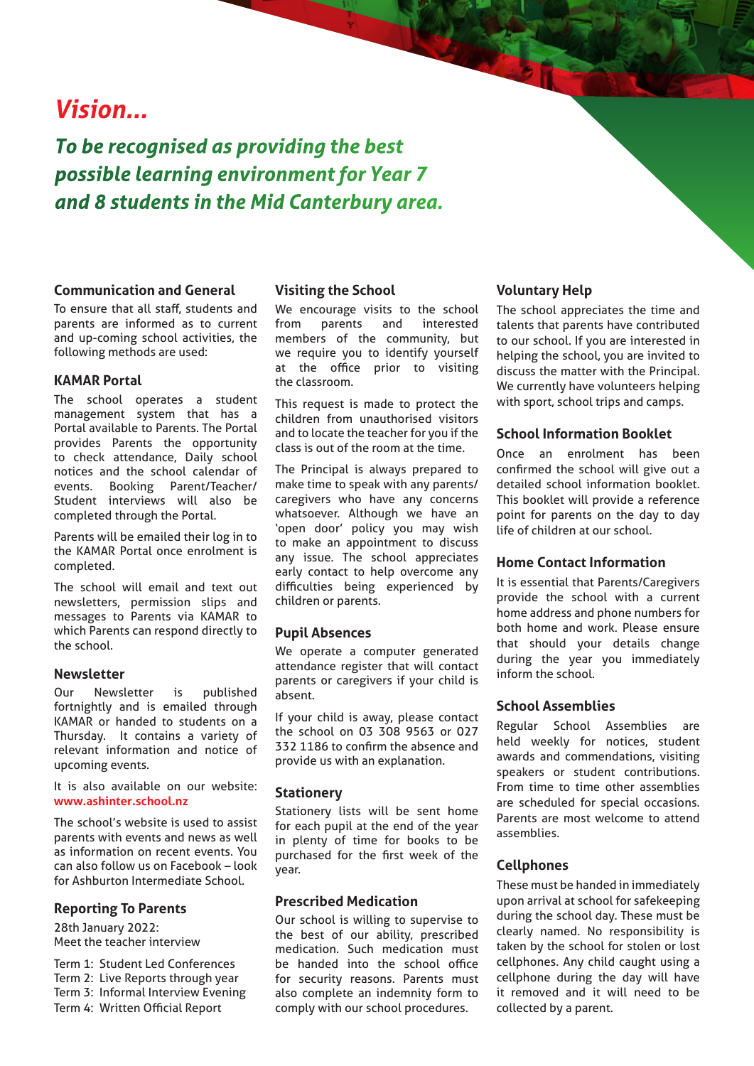# *Vision...*

## *To be recognised as providing the best possible learning environment for Year 7 and 8 students in the Mid Canterbury area.*

### Communication and General

To ensure that all staff, students and parents are informed as to current and up-coming school activities, the following methods are used:

### KAMAR Portal

The school operates a student management system that has a Portal available to Parents. The Portal provides Parents the opportunity to check attendance, Daily school notices and the school calendar of events. Booking Parent/Teacher/ Student interviews will also be completed through the Portal.

Parents will be emailed their log in to the KAMAR Portal once enrolment is completed.

The school will email and text out newsletters, permission slips and messages to Parents via KAMAR to which Parents can respond directly to the school.

### Newsletter

Our Newsletter is published fortnightly and is emailed through KAMAR or handed to students on a Thursday. It contains a variety of relevant information and notice of upcoming events.

It is also available on our website: **www.ashinter.school.nz**

The school's website is used to assist parents with events and news as well as information on recent events. You can also follow us on Facebook – look for Ashburton Intermediate School.

### Reporting To Parents

28th January 2022:
Meet the teacher interview

Term 1: Student Led Conferences
Term 2: Live Reports through year
Term 3: Informal Interview Evening
Term 4: Written Official Report

### Visiting the School

We encourage visits to the school from parents and interested members of the community, but we require you to identify yourself at the office prior to visiting the classroom.

This request is made to protect the children from unauthorised visitors and to locate the teacher for you if the class is out of the room at the time.

The Principal is always prepared to make time to speak with any parents/ caregivers who have any concerns whatsoever. Although we have an 'open door' policy you may wish to make an appointment to discuss any issue. The school appreciates early contact to help overcome any difficulties being experienced by children or parents.

### Pupil Absences

We operate a computer generated attendance register that will contact parents or caregivers if your child is absent.

If your child is away, please contact the school on 03 308 9563 or 027 332 1186 to confirm the absence and provide us with an explanation.

### Stationery

Stationery lists will be sent home for each pupil at the end of the year in plenty of time for books to be purchased for the first week of the year.

### Prescribed Medication

Our school is willing to supervise to the best of our ability, prescribed medication. Such medication must be handed into the school office for security reasons. Parents must also complete an indemnity form to comply with our school procedures.

### Voluntary Help

The school appreciates the time and talents that parents have contributed to our school. If you are interested in helping the school, you are invited to discuss the matter with the Principal. We currently have volunteers helping with sport, school trips and camps.

### School Information Booklet

Once an enrolment has been confirmed the school will give out a detailed school information booklet. This booklet will provide a reference point for parents on the day to day life of children at our school.

### Home Contact Information

It is essential that Parents/Caregivers provide the school with a current home address and phone numbers for both home and work. Please ensure that should your details change during the year you immediately inform the school.

### School Assemblies

Regular School Assemblies are held weekly for notices, student awards and commendations, visiting speakers or student contributions. From time to time other assemblies are scheduled for special occasions. Parents are most welcome to attend assemblies.

### Cellphones

These must be handed in immediately upon arrival at school for safekeeping during the school day. These must be clearly named. No responsibility is taken by the school for stolen or lost cellphones. Any child caught using a cellphone during the day will have it removed and it will need to be collected by a parent.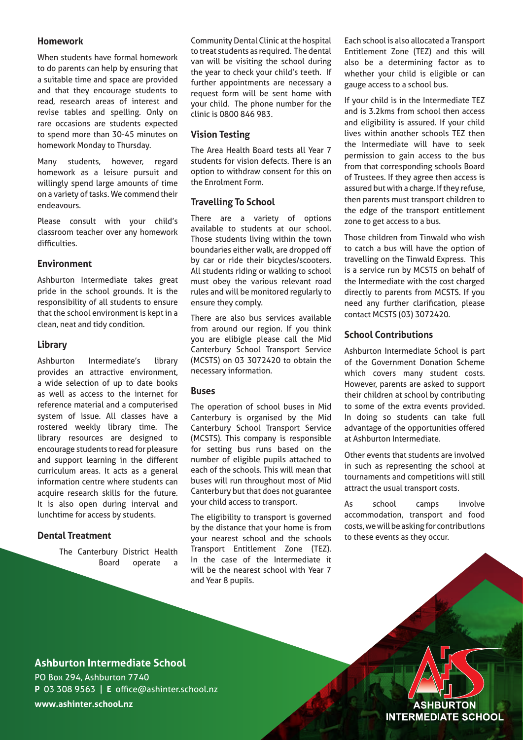## Homework

When students have formal homework to do parents can help by ensuring that a suitable time and space are provided and that they encourage students to read, research areas of interest and revise tables and spelling. Only on rare occasions are students expected to spend more than 30-45 minutes on homework Monday to Thursday.

Many students, however, regard homework as a leisure pursuit and willingly spend large amounts of time on a variety of tasks. We commend their endeavours.

Please consult with your child's classroom teacher over any homework difficulties.

## Environment

Ashburton Intermediate takes great pride in the school grounds. It is the responsibility of all students to ensure that the school environment is kept in a clean, neat and tidy condition.

## Library

Ashburton Intermediate's library provides an attractive environment, a wide selection of up to date books as well as access to the internet for reference material and a computerised system of issue. All classes have a rostered weekly library time. The library resources are designed to encourage students to read for pleasure and support learning in the different curriculum areas. It acts as a general information centre where students can acquire research skills for the future. It is also open during interval and lunchtime for access by students.

## Dental Treatment

The Canterbury District Health Board operate a Community Dental Clinic at the hospital to treat students as required. The dental van will be visiting the school during the year to check your child's teeth. If further appointments are necessary a request form will be sent home with your child. The phone number for the clinic is 0800 846 983.

## Vision Testing

The Area Health Board tests all Year 7 students for vision defects. There is an option to withdraw consent for this on the Enrolment Form.

## Travelling To School

There are a variety of options available to students at our school. Those students living within the town boundaries either walk, are dropped off by car or ride their bicycles/scooters. All students riding or walking to school must obey the various relevant road rules and will be monitored regularly to ensure they comply.

There are also bus services available from around our region. If you think you are elibigle please call the Mid Canterbury School Transport Service (MCSTS) on 03 3072420 to obtain the necessary information.

## Buses

The operation of school buses in Mid Canterbury is organised by the Mid Canterbury School Transport Service (MCSTS). This company is responsible for setting bus runs based on the number of eligible pupils attached to each of the schools. This will mean that buses will run throughout most of Mid Canterbury but that does not guarantee your child access to transport.

The eligibility to transport is governed by the distance that your home is from your nearest school and the schools Transport Entitlement Zone (TEZ). In the case of the Intermediate it will be the nearest school with Year 7 and Year 8 pupils.

Each school is also allocated a Transport Entitlement Zone (TEZ) and this will also be a determining factor as to whether your child is eligible or can gauge access to a school bus.

If your child is in the Intermediate TEZ and is 3.2kms from school then access and eligibility is assured. If your child lives within another schools TEZ then the Intermediate will have to seek permission to gain access to the bus from that corresponding schools Board of Trustees. If they agree then access is assured but with a charge. If they refuse, then parents must transport children to the edge of the transport entitlement zone to get access to a bus.

Those children from Tinwald who wish to catch a bus will have the option of travelling on the Tinwald Express. This is a service run by MCSTS on behalf of the Intermediate with the cost charged directly to parents from MCSTS. If you need any further clarification, please contact MCSTS (03) 3072420.

## School Contributions

Ashburton Intermediate School is part of the Government Donation Scheme which covers many student costs. However, parents are asked to support their children at school by contributing to some of the extra events provided. In doing so students can take full advantage of the opportunities offered at Ashburton Intermediate.

Other events that students are involved in such as representing the school at tournaments and competitions will still attract the usual transport costs.

As school camps involve accommodation, transport and food costs, we will be asking for contributions to these events as they occur.

**Ashburton Intermediate School**

PO Box 294, Ashburton 7740

**P** 03 308 9563 | **E** office@ashinter.school.nz

**www.ashinter.school.nz**

ASHBURTON INTERMEDIATE SCHOOL